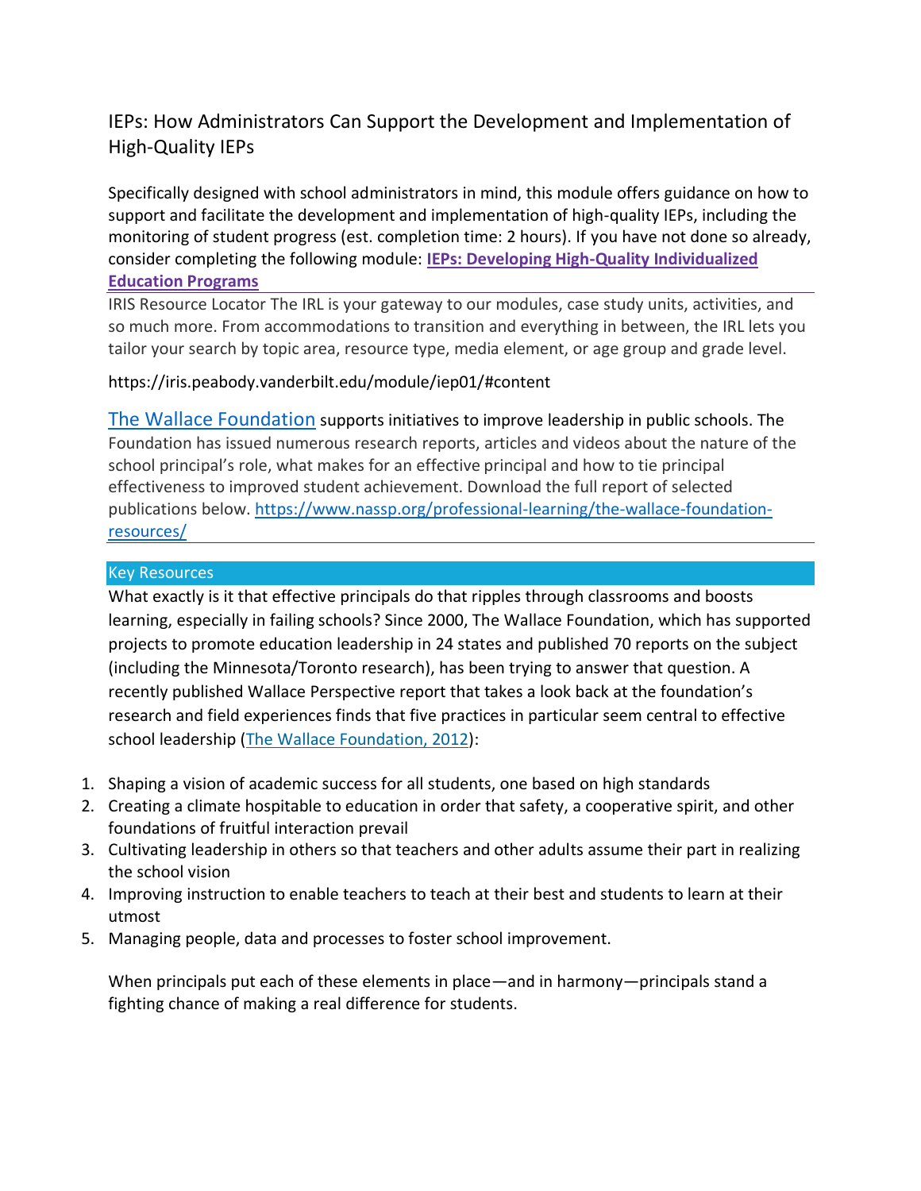## IEPs: How Administrators Can Support the Development and Implementation of High-Quality IEPs

Specifically designed with school administrators in mind, this module offers guidance on how to support and facilitate the development and implementation of high-quality IEPs, including the monitoring of student progress (est. completion time: 2 hours). If you have not done so already, consider completing the following module: **[IEPs: Developing High-Quality Individualized Education Programs]**

---

IRIS Resource Locator The IRL is your gateway to our modules, case study units, activities, and so much more. From accommodations to transition and everything in between, the IRL lets you tailor your search by topic area, resource type, media element, or age group and grade level.

https://iris.peabody.vanderbilt.edu/module/iep01/#content

The Wallace Foundation supports initiatives to improve leadership in public schools. The Foundation has issued numerous research reports, articles and videos about the nature of the school principal's role, what makes for an effective principal and how to tie principal effectiveness to improved student achievement. Download the full report of selected publications below. https://www.nassp.org/professional-learning/the-wallace-foundation-resources/

---

### Key Resources

What exactly is it that effective principals do that ripples through classrooms and boosts learning, especially in failing schools? Since 2000, The Wallace Foundation, which has supported projects to promote education leadership in 24 states and published 70 reports on the subject (including the Minnesota/Toronto research), has been trying to answer that question. A recently published Wallace Perspective report that takes a look back at the foundation's research and field experiences finds that five practices in particular seem central to effective school leadership (The Wallace Foundation, 2012):

1. Shaping a vision of academic success for all students, one based on high standards
2. Creating a climate hospitable to education in order that safety, a cooperative spirit, and other foundations of fruitful interaction prevail
3. Cultivating leadership in others so that teachers and other adults assume their part in realizing the school vision
4. Improving instruction to enable teachers to teach at their best and students to learn at their utmost
5. Managing people, data and processes to foster school improvement.

When principals put each of these elements in place—and in harmony—principals stand a fighting chance of making a real difference for students.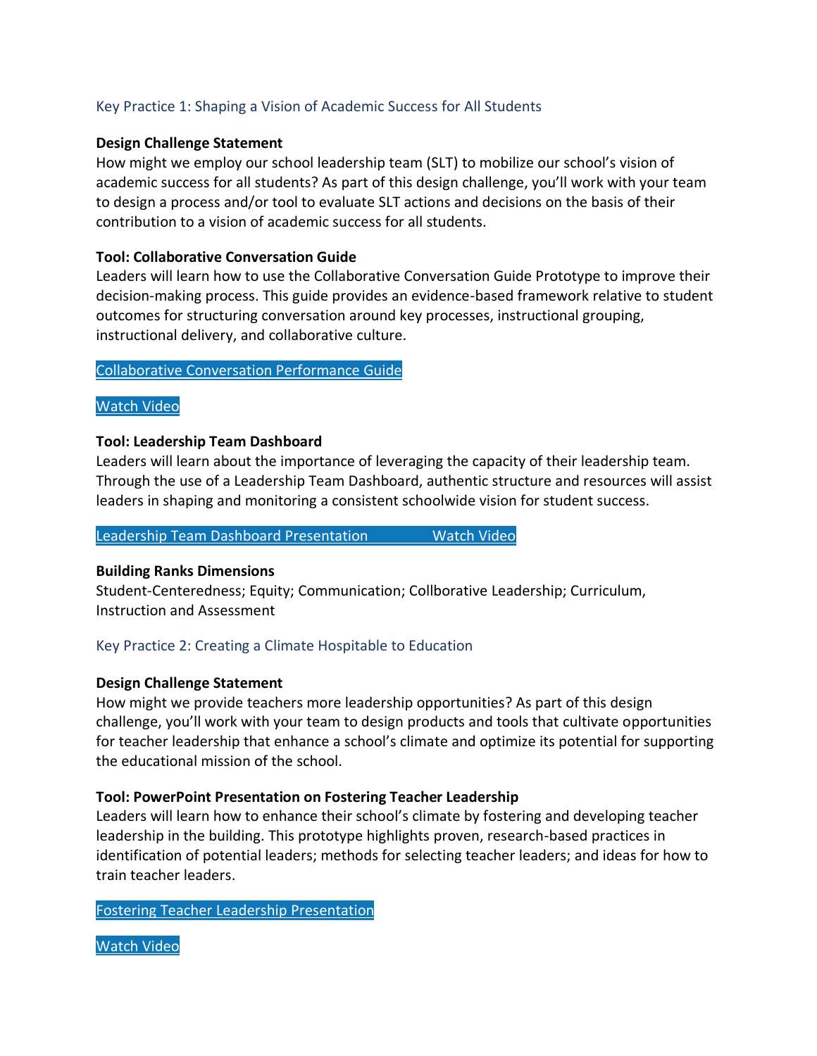## Key Practice 1: Shaping a Vision of Academic Success for All Students

**Design Challenge Statement**
How might we employ our school leadership team (SLT) to mobilize our school's vision of academic success for all students? As part of this design challenge, you'll work with your team to design a process and/or tool to evaluate SLT actions and decisions on the basis of their contribution to a vision of academic success for all students.

**Tool: Collaborative Conversation Guide**
Leaders will learn how to use the Collaborative Conversation Guide Prototype to improve their decision-making process. This guide provides an evidence-based framework relative to student outcomes for structuring conversation around key processes, instructional grouping, instructional delivery, and collaborative culture.

Collaborative Conversation Performance Guide

Watch Video

**Tool: Leadership Team Dashboard**
Leaders will learn about the importance of leveraging the capacity of their leadership team. Through the use of a Leadership Team Dashboard, authentic structure and resources will assist leaders in shaping and monitoring a consistent schoolwide vision for student success.

Leadership Team Dashboard Presentation Watch Video

**Building Ranks Dimensions**
Student-Centeredness; Equity; Communication; Collborative Leadership; Curriculum, Instruction and Assessment

## Key Practice 2: Creating a Climate Hospitable to Education

**Design Challenge Statement**
How might we provide teachers more leadership opportunities? As part of this design challenge, you'll work with your team to design products and tools that cultivate opportunities for teacher leadership that enhance a school's climate and optimize its potential for supporting the educational mission of the school.

**Tool: PowerPoint Presentation on Fostering Teacher Leadership**
Leaders will learn how to enhance their school's climate by fostering and developing teacher leadership in the building. This prototype highlights proven, research-based practices in identification of potential leaders; methods for selecting teacher leaders; and ideas for how to train teacher leaders.

Fostering Teacher Leadership Presentation

Watch Video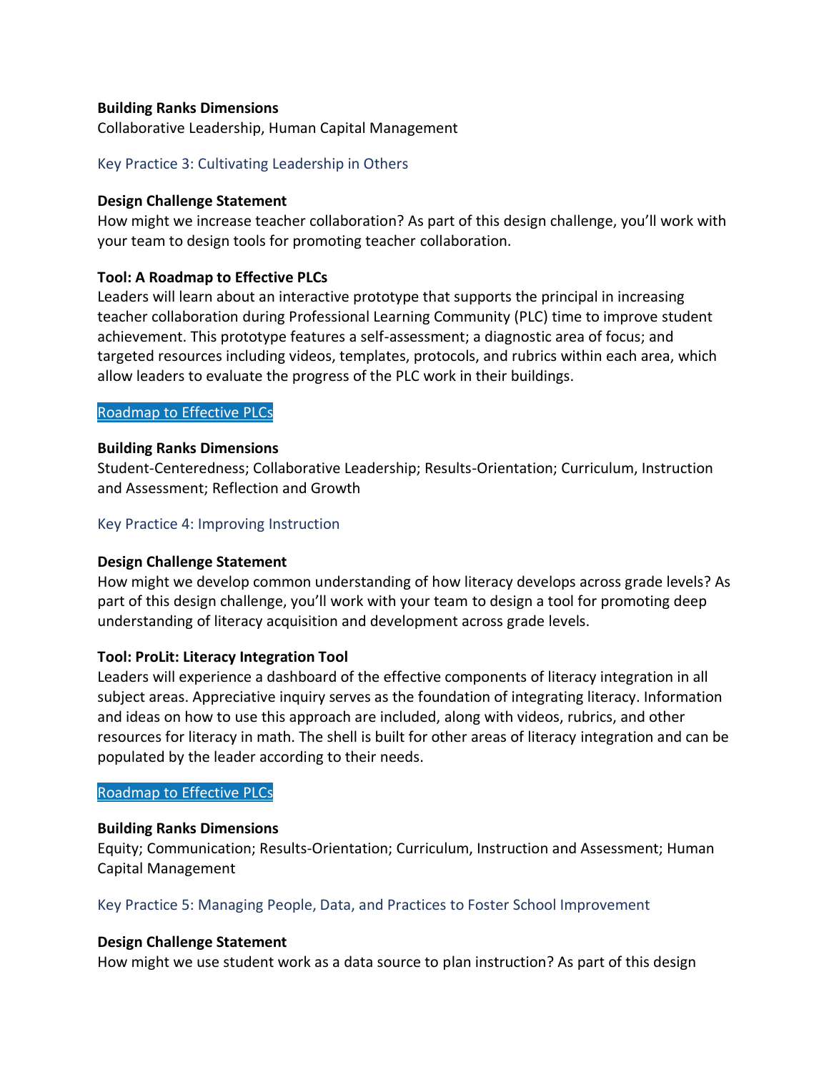**Building Ranks Dimensions**
Collaborative Leadership, Human Capital Management

### Key Practice 3: Cultivating Leadership in Others

**Design Challenge Statement**
How might we increase teacher collaboration? As part of this design challenge, you'll work with your team to design tools for promoting teacher collaboration.

**Tool: A Roadmap to Effective PLCs**
Leaders will learn about an interactive prototype that supports the principal in increasing teacher collaboration during Professional Learning Community (PLC) time to improve student achievement. This prototype features a self-assessment; a diagnostic area of focus; and targeted resources including videos, templates, protocols, and rubrics within each area, which allow leaders to evaluate the progress of the PLC work in their buildings.

Roadmap to Effective PLCs

**Building Ranks Dimensions**
Student-Centeredness; Collaborative Leadership; Results-Orientation; Curriculum, Instruction and Assessment; Reflection and Growth

### Key Practice 4: Improving Instruction

**Design Challenge Statement**
How might we develop common understanding of how literacy develops across grade levels? As part of this design challenge, you'll work with your team to design a tool for promoting deep understanding of literacy acquisition and development across grade levels.

**Tool: ProLit: Literacy Integration Tool**
Leaders will experience a dashboard of the effective components of literacy integration in all subject areas. Appreciative inquiry serves as the foundation of integrating literacy. Information and ideas on how to use this approach are included, along with videos, rubrics, and other resources for literacy in math. The shell is built for other areas of literacy integration and can be populated by the leader according to their needs.

Roadmap to Effective PLCs

**Building Ranks Dimensions**
Equity; Communication; Results-Orientation; Curriculum, Instruction and Assessment; Human Capital Management

### Key Practice 5: Managing People, Data, and Practices to Foster School Improvement

**Design Challenge Statement**
How might we use student work as a data source to plan instruction? As part of this design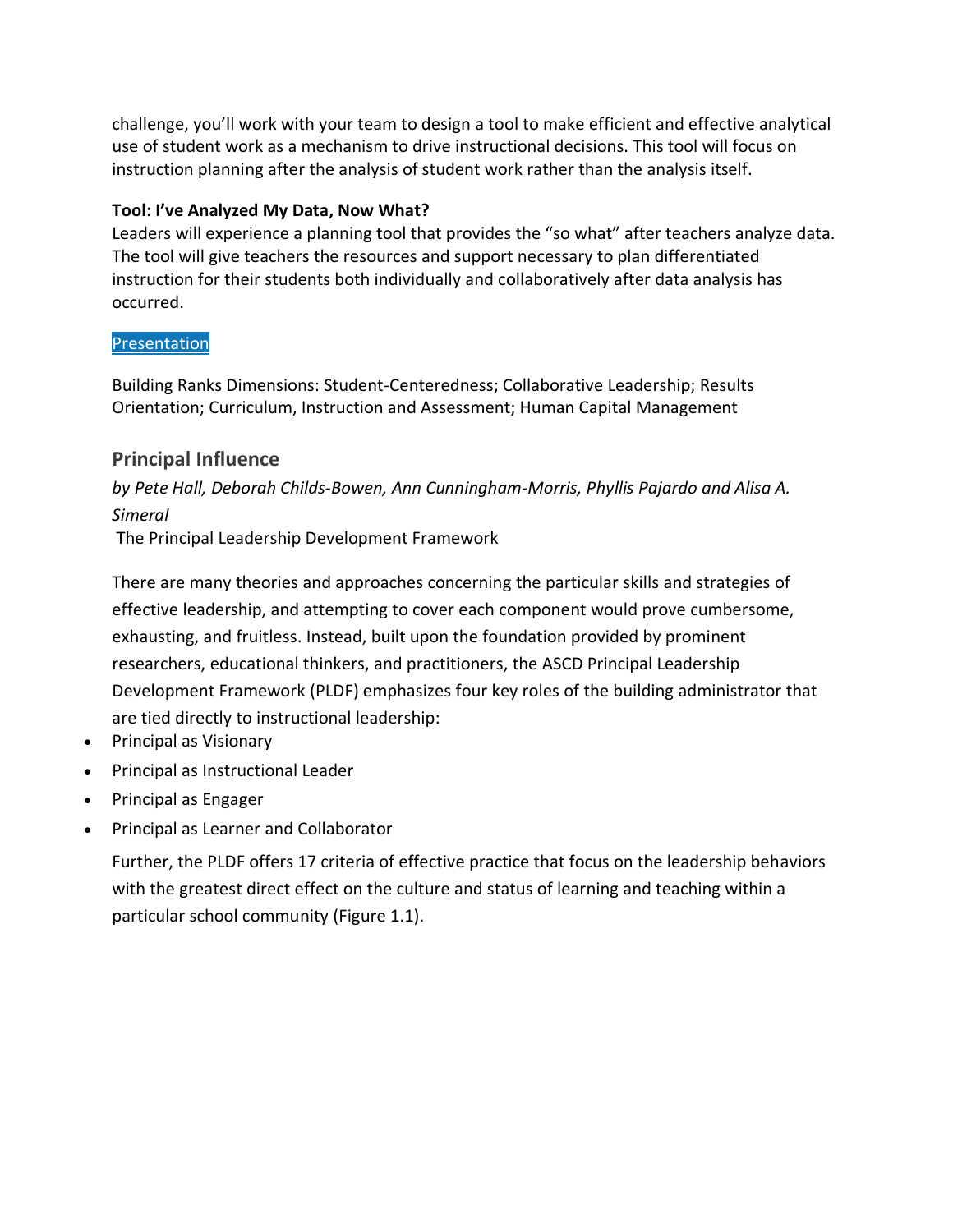challenge, you'll work with your team to design a tool to make efficient and effective analytical use of student work as a mechanism to drive instructional decisions. This tool will focus on instruction planning after the analysis of student work rather than the analysis itself.

**Tool: I've Analyzed My Data, Now What?**
Leaders will experience a planning tool that provides the "so what" after teachers analyze data. The tool will give teachers the resources and support necessary to plan differentiated instruction for their students both individually and collaboratively after data analysis has occurred.

Presentation

Building Ranks Dimensions: Student-Centeredness; Collaborative Leadership; Results Orientation; Curriculum, Instruction and Assessment; Human Capital Management

## Principal Influence

*by Pete Hall, Deborah Childs-Bowen, Ann Cunningham-Morris, Phyllis Pajardo and Alisa A. Simeral*

The Principal Leadership Development Framework

There are many theories and approaches concerning the particular skills and strategies of effective leadership, and attempting to cover each component would prove cumbersome, exhausting, and fruitless. Instead, built upon the foundation provided by prominent researchers, educational thinkers, and practitioners, the ASCD Principal Leadership Development Framework (PLDF) emphasizes four key roles of the building administrator that are tied directly to instructional leadership:

- Principal as Visionary
- Principal as Instructional Leader
- Principal as Engager
- Principal as Learner and Collaborator

Further, the PLDF offers 17 criteria of effective practice that focus on the leadership behaviors with the greatest direct effect on the culture and status of learning and teaching within a particular school community (Figure 1.1).